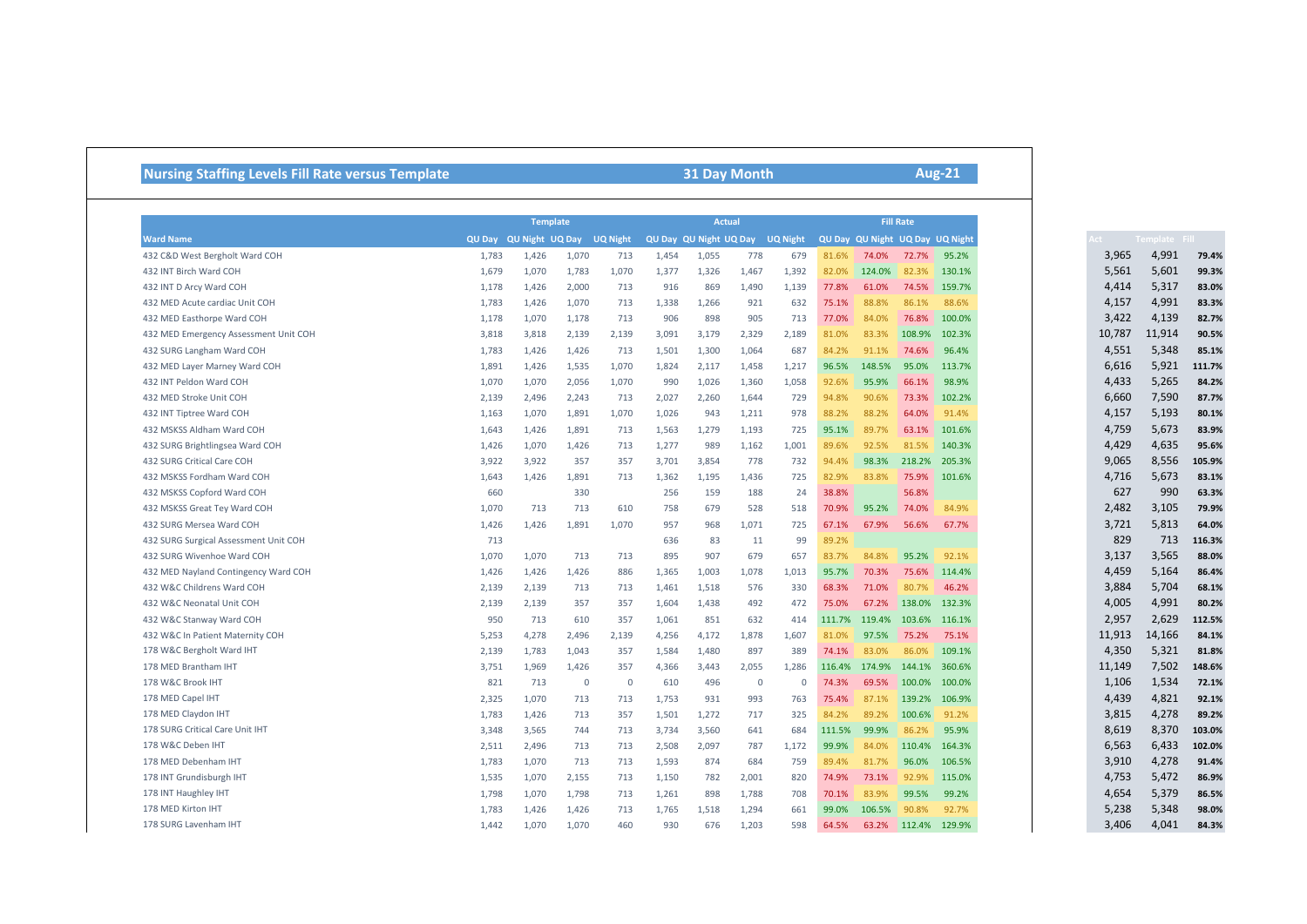## Nursing Staffing Levels Fill Rate versus Template

**31 Day Month** **Aug-21**

| Ward Name | Template QU Day | Template QU Night | Template UQ Day | Template UQ Night | Actual QU Day | Actual QU Night | Actual UQ Day | Actual UQ Night | Fill Rate QU Day | Fill Rate QU Night | Fill Rate UQ Day | Fill Rate UQ Night |
|---|---|---|---|---|---|---|---|---|---|---|---|---|
| 432 C&D West Bergholt Ward COH | 1,783 | 1,426 | 1,070 | 713 | 1,454 | 1,055 | 778 | 679 | 81.6% | 74.0% | 72.7% | 95.2% |
| 432 INT Birch Ward COH | 1,679 | 1,070 | 1,783 | 1,070 | 1,377 | 1,326 | 1,467 | 1,392 | 82.0% | 124.0% | 82.3% | 130.1% |
| 432 INT D Arcy Ward COH | 1,178 | 1,426 | 2,000 | 713 | 916 | 869 | 1,490 | 1,139 | 77.8% | 61.0% | 74.5% | 159.7% |
| 432 MED Acute cardiac Unit COH | 1,783 | 1,426 | 1,070 | 713 | 1,338 | 1,266 | 921 | 632 | 75.1% | 88.8% | 86.1% | 88.6% |
| 432 MED Easthorpe Ward COH | 1,178 | 1,070 | 1,178 | 713 | 906 | 898 | 905 | 713 | 77.0% | 84.0% | 76.8% | 100.0% |
| 432 MED Emergency Assessment Unit COH | 3,818 | 3,818 | 2,139 | 2,139 | 3,091 | 3,179 | 2,329 | 2,189 | 81.0% | 83.3% | 108.9% | 102.3% |
| 432 SURG Langham Ward COH | 1,783 | 1,426 | 1,426 | 713 | 1,501 | 1,300 | 1,064 | 687 | 84.2% | 91.1% | 74.6% | 96.4% |
| 432 MED Layer Marney Ward COH | 1,891 | 1,426 | 1,535 | 1,070 | 1,824 | 2,117 | 1,458 | 1,217 | 96.5% | 148.5% | 95.0% | 113.7% |
| 432 INT Peldon Ward COH | 1,070 | 1,070 | 2,056 | 1,070 | 990 | 1,026 | 1,360 | 1,058 | 92.6% | 95.9% | 66.1% | 98.9% |
| 432 MED Stroke Unit COH | 2,139 | 2,496 | 2,243 | 713 | 2,027 | 2,260 | 1,644 | 729 | 94.8% | 90.6% | 73.3% | 102.2% |
| 432 INT Tiptree Ward COH | 1,163 | 1,070 | 1,891 | 1,070 | 1,026 | 943 | 1,211 | 978 | 88.2% | 88.2% | 64.0% | 91.4% |
| 432 MSKSS Aldham Ward COH | 1,643 | 1,426 | 1,891 | 713 | 1,563 | 1,279 | 1,193 | 725 | 95.1% | 89.7% | 63.1% | 101.6% |
| 432 SURG Brightlingsea Ward COH | 1,426 | 1,070 | 1,426 | 713 | 1,277 | 989 | 1,162 | 1,001 | 89.6% | 92.5% | 81.5% | 140.3% |
| 432 SURG Critical Care COH | 3,922 | 3,922 | 357 | 357 | 3,701 | 3,854 | 778 | 732 | 94.4% | 98.3% | 218.2% | 205.3% |
| 432 MSKSS Fordham Ward COH | 1,643 | 1,426 | 1,891 | 713 | 1,362 | 1,195 | 1,436 | 725 | 82.9% | 83.8% | 75.9% | 101.6% |
| 432 MSKSS Copford Ward COH | 660 | | 330 | | 256 | 159 | 188 | 24 | 38.8% | | 56.8% | |
| 432 MSKSS Great Tey Ward COH | 1,070 | 713 | 713 | 610 | 758 | 679 | 528 | 518 | 70.9% | 95.2% | 74.0% | 84.9% |
| 432 SURG Mersea Ward COH | 1,426 | 1,426 | 1,891 | 1,070 | 957 | 968 | 1,071 | 725 | 67.1% | 67.9% | 56.6% | 67.7% |
| 432 SURG Surgical Assessment Unit COH | 713 | | | | 636 | 83 | 11 | 99 | 89.2% | | | |
| 432 SURG Wivenhoe Ward COH | 1,070 | 1,070 | 713 | 713 | 895 | 907 | 679 | 657 | 83.7% | 84.8% | 95.2% | 92.1% |
| 432 MED Nayland Contingency Ward COH | 1,426 | 1,426 | 1,426 | 886 | 1,365 | 1,003 | 1,078 | 1,013 | 95.7% | 70.3% | 75.6% | 114.4% |
| 432 W&C Childrens Ward COH | 2,139 | 2,139 | 713 | 713 | 1,461 | 1,518 | 576 | 330 | 68.3% | 71.0% | 80.7% | 46.2% |
| 432 W&C Neonatal Unit COH | 2,139 | 2,139 | 357 | 357 | 1,604 | 1,438 | 492 | 472 | 75.0% | 67.2% | 138.0% | 132.3% |
| 432 W&C Stanway Ward COH | 950 | 713 | 610 | 357 | 1,061 | 851 | 632 | 414 | 111.7% | 119.4% | 103.6% | 116.1% |
| 432 W&C In Patient Maternity COH | 5,253 | 4,278 | 2,496 | 2,139 | 4,256 | 4,172 | 1,878 | 1,607 | 81.0% | 97.5% | 75.2% | 75.1% |
| 178 W&C Bergholt Ward IHT | 2,139 | 1,783 | 1,043 | 357 | 1,584 | 1,480 | 897 | 389 | 74.1% | 83.0% | 86.0% | 109.1% |
| 178 MED Brantham IHT | 3,751 | 1,969 | 1,426 | 357 | 4,366 | 3,443 | 2,055 | 1,286 | 116.4% | 174.9% | 144.1% | 360.6% |
| 178 W&C Brook IHT | 821 | 713 | 0 | 0 | 610 | 496 | 0 | 0 | 74.3% | 69.5% | 100.0% | 100.0% |
| 178 MED Capel IHT | 2,325 | 1,070 | 713 | 713 | 1,753 | 931 | 993 | 763 | 75.4% | 87.1% | 139.2% | 106.9% |
| 178 MED Claydon IHT | 1,783 | 1,426 | 713 | 357 | 1,501 | 1,272 | 717 | 325 | 84.2% | 89.2% | 100.6% | 91.2% |
| 178 SURG Critical Care Unit IHT | 3,348 | 3,565 | 744 | 713 | 3,734 | 3,560 | 641 | 684 | 111.5% | 99.9% | 86.2% | 95.9% |
| 178 W&C Deben IHT | 2,511 | 2,496 | 713 | 713 | 2,508 | 2,097 | 787 | 1,172 | 99.9% | 84.0% | 110.4% | 164.3% |
| 178 MED Debenham IHT | 1,783 | 1,070 | 713 | 713 | 1,593 | 874 | 684 | 759 | 89.4% | 81.7% | 96.0% | 106.5% |
| 178 INT Grundisburgh IHT | 1,535 | 1,070 | 2,155 | 713 | 1,150 | 782 | 2,001 | 820 | 74.9% | 73.1% | 92.9% | 115.0% |
| 178 INT Haughley IHT | 1,798 | 1,070 | 1,798 | 713 | 1,261 | 898 | 1,788 | 708 | 70.1% | 83.9% | 99.5% | 99.2% |
| 178 MED Kirton IHT | 1,783 | 1,426 | 1,426 | 713 | 1,765 | 1,518 | 1,294 | 661 | 99.0% | 106.5% | 90.8% | 92.7% |
| 178 SURG Lavenham IHT | 1,442 | 1,070 | 1,070 | 460 | 930 | 676 | 1,203 | 598 | 64.5% | 63.2% | 112.4% | 129.9% |

| Act | Template | Fill |
|---|---|---|
| 3,965 | 4,991 | **79.4%** |
| 5,561 | 5,601 | **99.3%** |
| 4,414 | 5,317 | **83.0%** |
| 4,157 | 4,991 | **83.3%** |
| 3,422 | 4,139 | **82.7%** |
| 10,787 | 11,914 | **90.5%** |
| 4,551 | 5,348 | **85.1%** |
| 6,616 | 5,921 | **111.7%** |
| 4,433 | 5,265 | **84.2%** |
| 6,660 | 7,590 | **87.7%** |
| 4,157 | 5,193 | **80.1%** |
| 4,759 | 5,673 | **83.9%** |
| 4,429 | 4,635 | **95.6%** |
| 9,065 | 8,556 | **105.9%** |
| 4,716 | 5,673 | **83.1%** |
| 627 | 990 | **63.3%** |
| 2,482 | 3,105 | **79.9%** |
| 3,721 | 5,813 | **64.0%** |
| 829 | 713 | **116.3%** |
| 3,137 | 3,565 | **88.0%** |
| 4,459 | 5,164 | **86.4%** |
| 3,884 | 5,704 | **68.1%** |
| 4,005 | 4,991 | **80.2%** |
| 2,957 | 2,629 | **112.5%** |
| 11,913 | 14,166 | **84.1%** |
| 4,350 | 5,321 | **81.8%** |
| 11,149 | 7,502 | **148.6%** |
| 1,106 | 1,534 | **72.1%** |
| 4,439 | 4,821 | **92.1%** |
| 3,815 | 4,278 | **89.2%** |
| 8,619 | 8,370 | **103.0%** |
| 6,563 | 6,433 | **102.0%** |
| 3,910 | 4,278 | **91.4%** |
| 4,753 | 5,472 | **86.9%** |
| 4,654 | 5,379 | **86.5%** |
| 5,238 | 5,348 | **98.0%** |
| 3,406 | 4,041 | **84.3%** |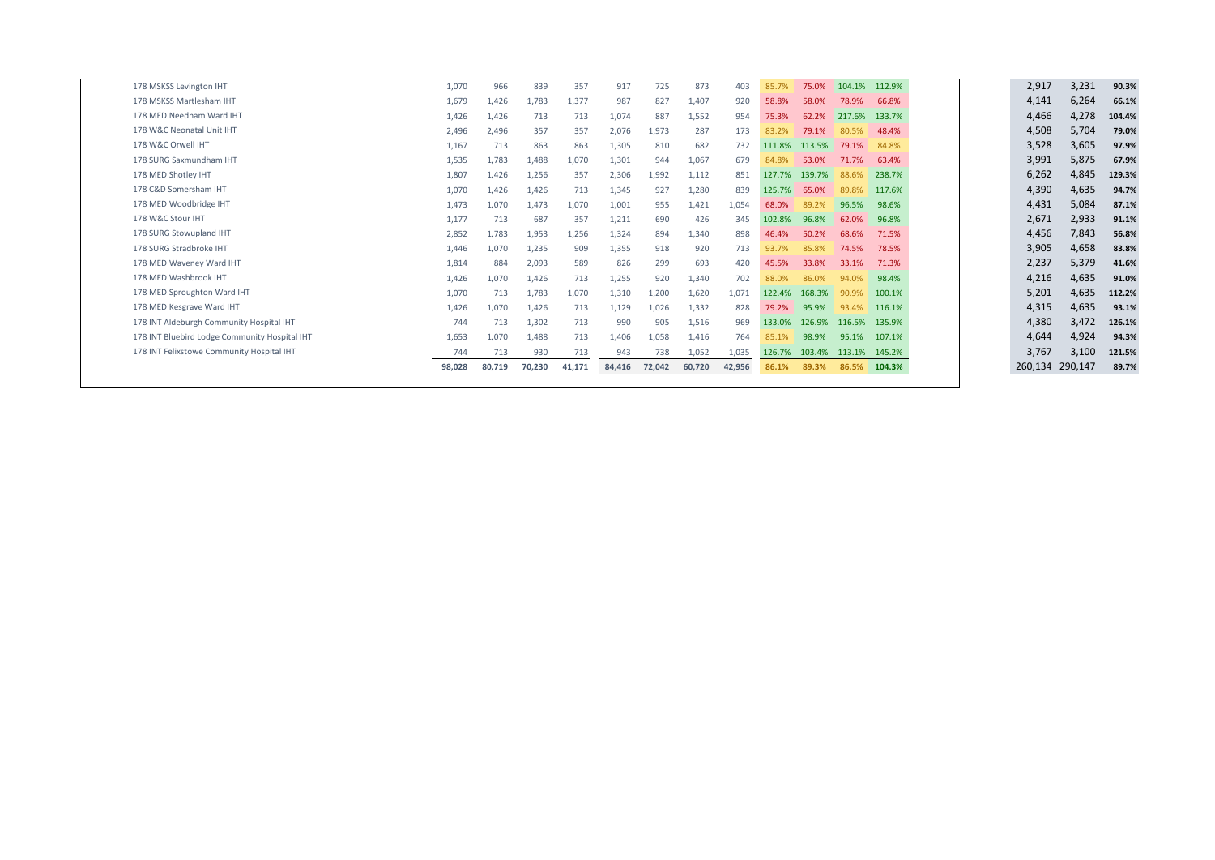| | | | | | | | | | | | | | | | | |
|---|---|---|---|---|---|---|---|---|---|---|---|---|---|---|---|---|
| 178 MSKSS Levington IHT | 1,070 | 966 | 839 | 357 | 917 | 725 | 873 | 403 | 85.7% | 75.0% | 104.1% | 112.9% | | 2,917 | 3,231 | **90.3%** |
| 178 MSKSS Martlesham IHT | 1,679 | 1,426 | 1,783 | 1,377 | 987 | 827 | 1,407 | 920 | 58.8% | 58.0% | 78.9% | 66.8% | | 4,141 | 6,264 | **66.1%** |
| 178 MED Needham Ward IHT | 1,426 | 1,426 | 713 | 713 | 1,074 | 887 | 1,552 | 954 | 75.3% | 62.2% | 217.6% | 133.7% | | 4,466 | 4,278 | **104.4%** |
| 178 W&C Neonatal Unit IHT | 2,496 | 2,496 | 357 | 357 | 2,076 | 1,973 | 287 | 173 | 83.2% | 79.1% | 80.5% | 48.4% | | 4,508 | 5,704 | **79.0%** |
| 178 W&C Orwell IHT | 1,167 | 713 | 863 | 863 | 1,305 | 810 | 682 | 732 | 111.8% | 113.5% | 79.1% | 84.8% | | 3,528 | 3,605 | **97.9%** |
| 178 SURG Saxmundham IHT | 1,535 | 1,783 | 1,488 | 1,070 | 1,301 | 944 | 1,067 | 679 | 84.8% | 53.0% | 71.7% | 63.4% | | 3,991 | 5,875 | **67.9%** |
| 178 MED Shotley IHT | 1,807 | 1,426 | 1,256 | 357 | 2,306 | 1,992 | 1,112 | 851 | 127.7% | 139.7% | 88.6% | 238.7% | | 6,262 | 4,845 | **129.3%** |
| 178 C&D Somersham IHT | 1,070 | 1,426 | 1,426 | 713 | 1,345 | 927 | 1,280 | 839 | 125.7% | 65.0% | 89.8% | 117.6% | | 4,390 | 4,635 | **94.7%** |
| 178 MED Woodbridge IHT | 1,473 | 1,070 | 1,473 | 1,070 | 1,001 | 955 | 1,421 | 1,054 | 68.0% | 89.2% | 96.5% | 98.6% | | 4,431 | 5,084 | **87.1%** |
| 178 W&C Stour IHT | 1,177 | 713 | 687 | 357 | 1,211 | 690 | 426 | 345 | 102.8% | 96.8% | 62.0% | 96.8% | | 2,671 | 2,933 | **91.1%** |
| 178 SURG Stowupland IHT | 2,852 | 1,783 | 1,953 | 1,256 | 1,324 | 894 | 1,340 | 898 | 46.4% | 50.2% | 68.6% | 71.5% | | 4,456 | 7,843 | **56.8%** |
| 178 SURG Stradbroke IHT | 1,446 | 1,070 | 1,235 | 909 | 1,355 | 918 | 920 | 713 | 93.7% | 85.8% | 74.5% | 78.5% | | 3,905 | 4,658 | **83.8%** |
| 178 MED Waveney Ward IHT | 1,814 | 884 | 2,093 | 589 | 826 | 299 | 693 | 420 | 45.5% | 33.8% | 33.1% | 71.3% | | 2,237 | 5,379 | **41.6%** |
| 178 MED Washbrook IHT | 1,426 | 1,070 | 1,426 | 713 | 1,255 | 920 | 1,340 | 702 | 88.0% | 86.0% | 94.0% | 98.4% | | 4,216 | 4,635 | **91.0%** |
| 178 MED Sproughton Ward IHT | 1,070 | 713 | 1,783 | 1,070 | 1,310 | 1,200 | 1,620 | 1,071 | 122.4% | 168.3% | 90.9% | 100.1% | | 5,201 | 4,635 | **112.2%** |
| 178 MED Kesgrave Ward IHT | 1,426 | 1,070 | 1,426 | 713 | 1,129 | 1,026 | 1,332 | 828 | 79.2% | 95.9% | 93.4% | 116.1% | | 4,315 | 4,635 | **93.1%** |
| 178 INT Aldeburgh Community Hospital IHT | 744 | 713 | 1,302 | 713 | 990 | 905 | 1,516 | 969 | 133.0% | 126.9% | 116.5% | 135.9% | | 4,380 | 3,472 | **126.1%** |
| 178 INT Bluebird Lodge Community Hospital IHT | 1,653 | 1,070 | 1,488 | 713 | 1,406 | 1,058 | 1,416 | 764 | 85.1% | 98.9% | 95.1% | 107.1% | | 4,644 | 4,924 | **94.3%** |
| 178 INT Felixstowe Community Hospital IHT | 744 | 713 | 930 | 713 | 943 | 738 | 1,052 | 1,035 | 126.7% | 103.4% | 113.1% | 145.2% | | 3,767 | 3,100 | **121.5%** |
| | **98,028** | **80,719** | **70,230** | **41,171** | **84,416** | **72,042** | **60,720** | **42,956** | **86.1%** | **89.3%** | **86.5%** | **104.3%** | | 260,134 | 290,147 | **89.7%** |